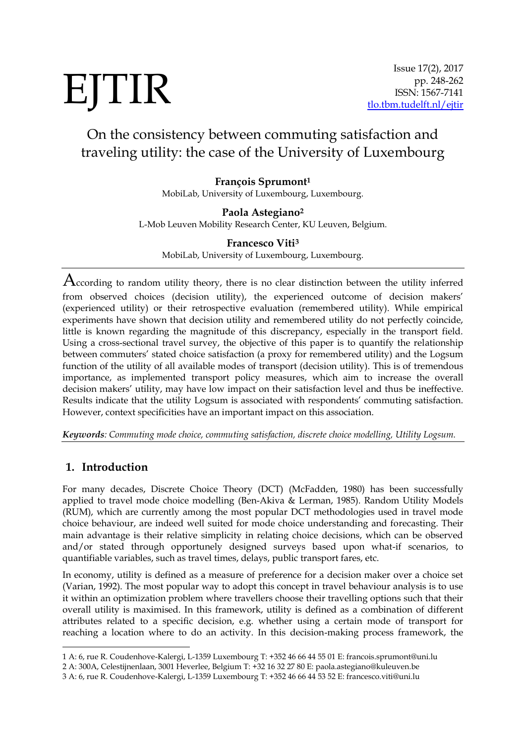# On the consistency between commuting satisfaction and traveling utility: the case of the University of Luxembourg

**François Sprumont**[1]
MobiLab, University of Luxembourg, Luxembourg.

**Paola Astegiano**[2]
L-Mob Leuven Mobility Research Center, KU Leuven, Belgium.

**Francesco Viti**[3]
MobiLab, University of Luxembourg, Luxembourg.

According to random utility theory, there is no clear distinction between the utility inferred from observed choices (decision utility), the experienced outcome of decision makers' (experienced utility) or their retrospective evaluation (remembered utility). While empirical experiments have shown that decision utility and remembered utility do not perfectly coincide, little is known regarding the magnitude of this discrepancy, especially in the transport field. Using a cross-sectional travel survey, the objective of this paper is to quantify the relationship between commuters' stated choice satisfaction (a proxy for remembered utility) and the Logsum function of the utility of all available modes of transport (decision utility). This is of tremendous importance, as implemented transport policy measures, which aim to increase the overall decision makers' utility, may have low impact on their satisfaction level and thus be ineffective. Results indicate that the utility Logsum is associated with respondents' commuting satisfaction. However, context specificities have an important impact on this association.

***Keywords**: Commuting mode choice, commuting satisfaction, discrete choice modelling, Utility Logsum.*

## 1. Introduction

For many decades, Discrete Choice Theory (DCT) (McFadden, 1980) has been successfully applied to travel mode choice modelling (Ben-Akiva & Lerman, 1985). Random Utility Models (RUM), which are currently among the most popular DCT methodologies used in travel mode choice behaviour, are indeed well suited for mode choice understanding and forecasting. Their main advantage is their relative simplicity in relating choice decisions, which can be observed and/or stated through opportunely designed surveys based upon what-if scenarios, to quantifiable variables, such as travel times, delays, public transport fares, etc.

In economy, utility is defined as a measure of preference for a decision maker over a choice set (Varian, 1992). The most popular way to adopt this concept in travel behaviour analysis is to use it within an optimization problem where travellers choose their travelling options such that their overall utility is maximised. In this framework, utility is defined as a combination of different attributes related to a specific decision, e.g. whether using a certain mode of transport for reaching a location where to do an activity. In this decision-making process framework, the

---

1 A: 6, rue R. Coudenhove-Kalergi, L-1359 Luxembourg T: +352 46 66 44 55 01 E: francois.sprumont@uni.lu
2 A: 300A, Celestijnenlaan, 3001 Heverlee, Belgium T: +32 16 32 27 80 E: paola.astegiano@kuleuven.be
3 A: 6, rue R. Coudenhove-Kalergi, L-1359 Luxembourg T: +352 46 66 44 53 52 E: francesco.viti@uni.lu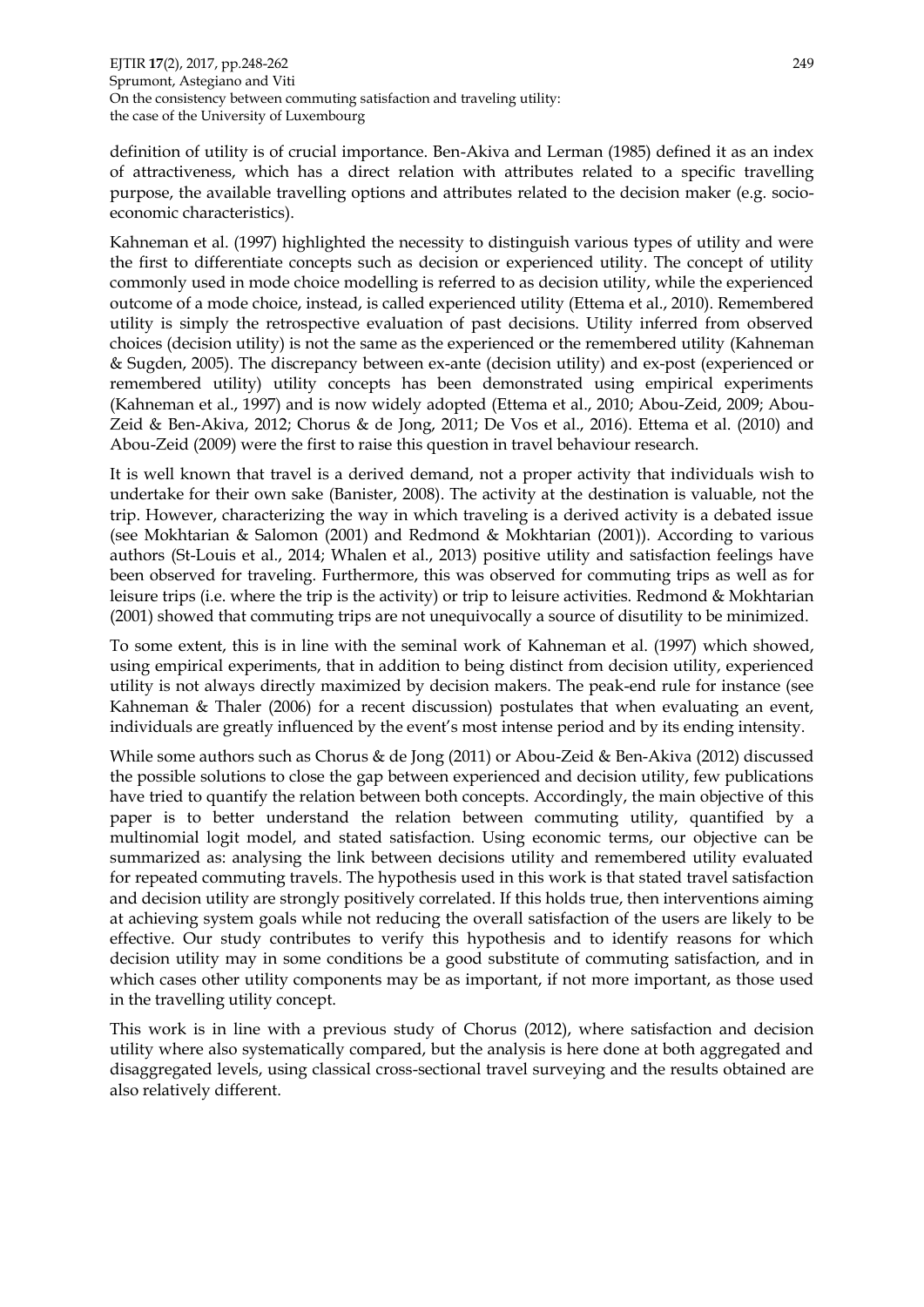definition of utility is of crucial importance. Ben-Akiva and Lerman (1985) defined it as an index of attractiveness, which has a direct relation with attributes related to a specific travelling purpose, the available travelling options and attributes related to the decision maker (e.g. socio-economic characteristics).

Kahneman et al. (1997) highlighted the necessity to distinguish various types of utility and were the first to differentiate concepts such as decision or experienced utility. The concept of utility commonly used in mode choice modelling is referred to as decision utility, while the experienced outcome of a mode choice, instead, is called experienced utility (Ettema et al., 2010). Remembered utility is simply the retrospective evaluation of past decisions. Utility inferred from observed choices (decision utility) is not the same as the experienced or the remembered utility (Kahneman & Sugden, 2005). The discrepancy between ex-ante (decision utility) and ex-post (experienced or remembered utility) utility concepts has been demonstrated using empirical experiments (Kahneman et al., 1997) and is now widely adopted (Ettema et al., 2010; Abou-Zeid, 2009; Abou-Zeid & Ben-Akiva, 2012; Chorus & de Jong, 2011; De Vos et al., 2016). Ettema et al. (2010) and Abou-Zeid (2009) were the first to raise this question in travel behaviour research.

It is well known that travel is a derived demand, not a proper activity that individuals wish to undertake for their own sake (Banister, 2008). The activity at the destination is valuable, not the trip. However, characterizing the way in which traveling is a derived activity is a debated issue (see Mokhtarian & Salomon (2001) and Redmond & Mokhtarian (2001)). According to various authors (St-Louis et al., 2014; Whalen et al., 2013) positive utility and satisfaction feelings have been observed for traveling. Furthermore, this was observed for commuting trips as well as for leisure trips (i.e. where the trip is the activity) or trip to leisure activities. Redmond & Mokhtarian (2001) showed that commuting trips are not unequivocally a source of disutility to be minimized.

To some extent, this is in line with the seminal work of Kahneman et al. (1997) which showed, using empirical experiments, that in addition to being distinct from decision utility, experienced utility is not always directly maximized by decision makers. The peak-end rule for instance (see Kahneman & Thaler (2006) for a recent discussion) postulates that when evaluating an event, individuals are greatly influenced by the event's most intense period and by its ending intensity.

While some authors such as Chorus & de Jong (2011) or Abou-Zeid & Ben-Akiva (2012) discussed the possible solutions to close the gap between experienced and decision utility, few publications have tried to quantify the relation between both concepts. Accordingly, the main objective of this paper is to better understand the relation between commuting utility, quantified by a multinomial logit model, and stated satisfaction. Using economic terms, our objective can be summarized as: analysing the link between decisions utility and remembered utility evaluated for repeated commuting travels. The hypothesis used in this work is that stated travel satisfaction and decision utility are strongly positively correlated. If this holds true, then interventions aiming at achieving system goals while not reducing the overall satisfaction of the users are likely to be effective. Our study contributes to verify this hypothesis and to identify reasons for which decision utility may in some conditions be a good substitute of commuting satisfaction, and in which cases other utility components may be as important, if not more important, as those used in the travelling utility concept.

This work is in line with a previous study of Chorus (2012), where satisfaction and decision utility where also systematically compared, but the analysis is here done at both aggregated and disaggregated levels, using classical cross-sectional travel surveying and the results obtained are also relatively different.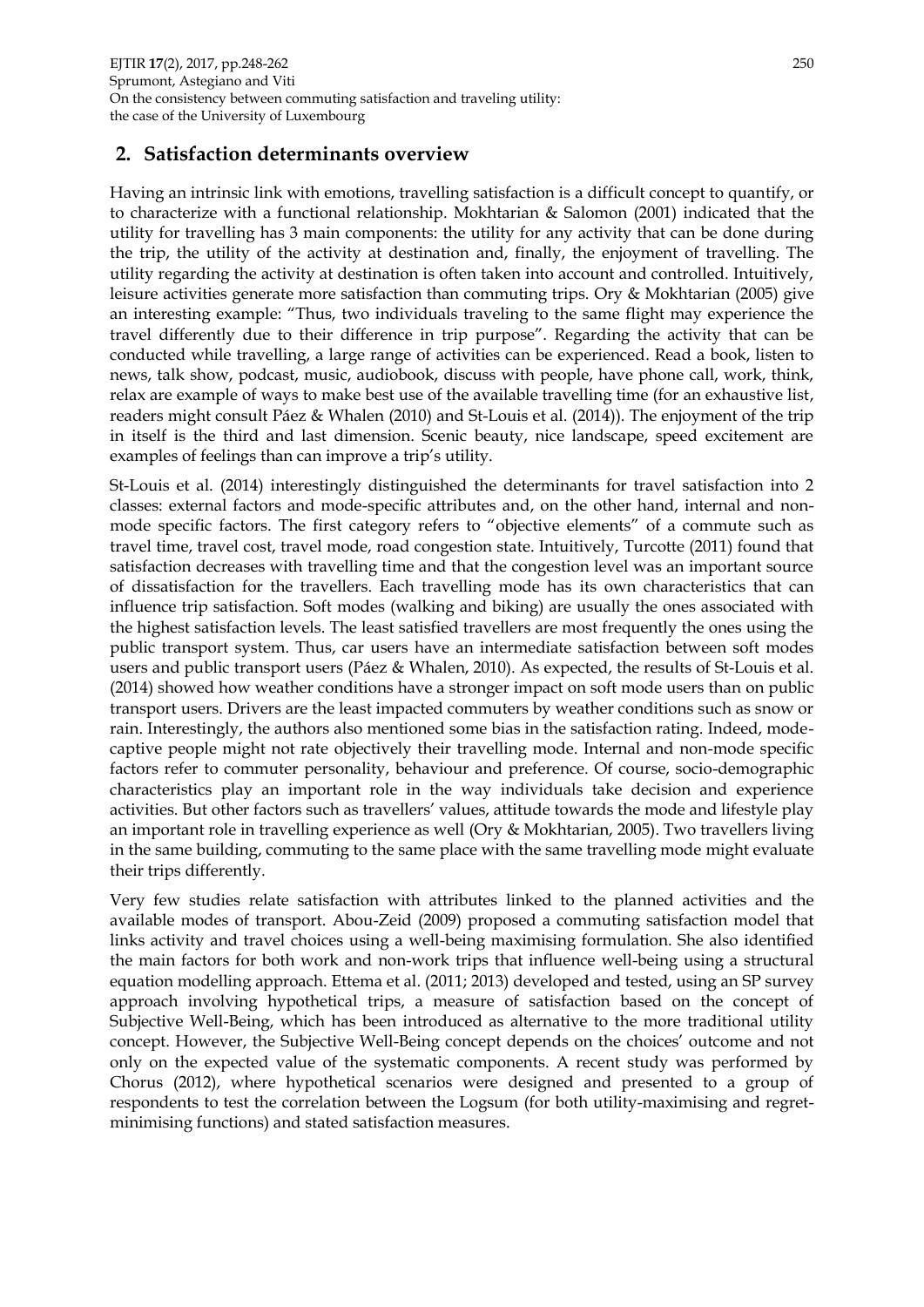## 2. Satisfaction determinants overview

Having an intrinsic link with emotions, travelling satisfaction is a difficult concept to quantify, or to characterize with a functional relationship. Mokhtarian & Salomon (2001) indicated that the utility for travelling has 3 main components: the utility for any activity that can be done during the trip, the utility of the activity at destination and, finally, the enjoyment of travelling. The utility regarding the activity at destination is often taken into account and controlled. Intuitively, leisure activities generate more satisfaction than commuting trips. Ory & Mokhtarian (2005) give an interesting example: "Thus, two individuals traveling to the same flight may experience the travel differently due to their difference in trip purpose". Regarding the activity that can be conducted while travelling, a large range of activities can be experienced. Read a book, listen to news, talk show, podcast, music, audiobook, discuss with people, have phone call, work, think, relax are example of ways to make best use of the available travelling time (for an exhaustive list, readers might consult Páez & Whalen (2010) and St-Louis et al. (2014)). The enjoyment of the trip in itself is the third and last dimension. Scenic beauty, nice landscape, speed excitement are examples of feelings than can improve a trip's utility.

St-Louis et al. (2014) interestingly distinguished the determinants for travel satisfaction into 2 classes: external factors and mode-specific attributes and, on the other hand, internal and non-mode specific factors. The first category refers to "objective elements" of a commute such as travel time, travel cost, travel mode, road congestion state. Intuitively, Turcotte (2011) found that satisfaction decreases with travelling time and that the congestion level was an important source of dissatisfaction for the travellers. Each travelling mode has its own characteristics that can influence trip satisfaction. Soft modes (walking and biking) are usually the ones associated with the highest satisfaction levels. The least satisfied travellers are most frequently the ones using the public transport system. Thus, car users have an intermediate satisfaction between soft modes users and public transport users (Páez & Whalen, 2010). As expected, the results of St-Louis et al. (2014) showed how weather conditions have a stronger impact on soft mode users than on public transport users. Drivers are the least impacted commuters by weather conditions such as snow or rain. Interestingly, the authors also mentioned some bias in the satisfaction rating. Indeed, mode-captive people might not rate objectively their travelling mode. Internal and non-mode specific factors refer to commuter personality, behaviour and preference. Of course, socio-demographic characteristics play an important role in the way individuals take decision and experience activities. But other factors such as travellers' values, attitude towards the mode and lifestyle play an important role in travelling experience as well (Ory & Mokhtarian, 2005). Two travellers living in the same building, commuting to the same place with the same travelling mode might evaluate their trips differently.

Very few studies relate satisfaction with attributes linked to the planned activities and the available modes of transport. Abou-Zeid (2009) proposed a commuting satisfaction model that links activity and travel choices using a well-being maximising formulation. She also identified the main factors for both work and non-work trips that influence well-being using a structural equation modelling approach. Ettema et al. (2011; 2013) developed and tested, using an SP survey approach involving hypothetical trips, a measure of satisfaction based on the concept of Subjective Well-Being, which has been introduced as alternative to the more traditional utility concept. However, the Subjective Well-Being concept depends on the choices' outcome and not only on the expected value of the systematic components. A recent study was performed by Chorus (2012), where hypothetical scenarios were designed and presented to a group of respondents to test the correlation between the Logsum (for both utility-maximising and regret-minimising functions) and stated satisfaction measures.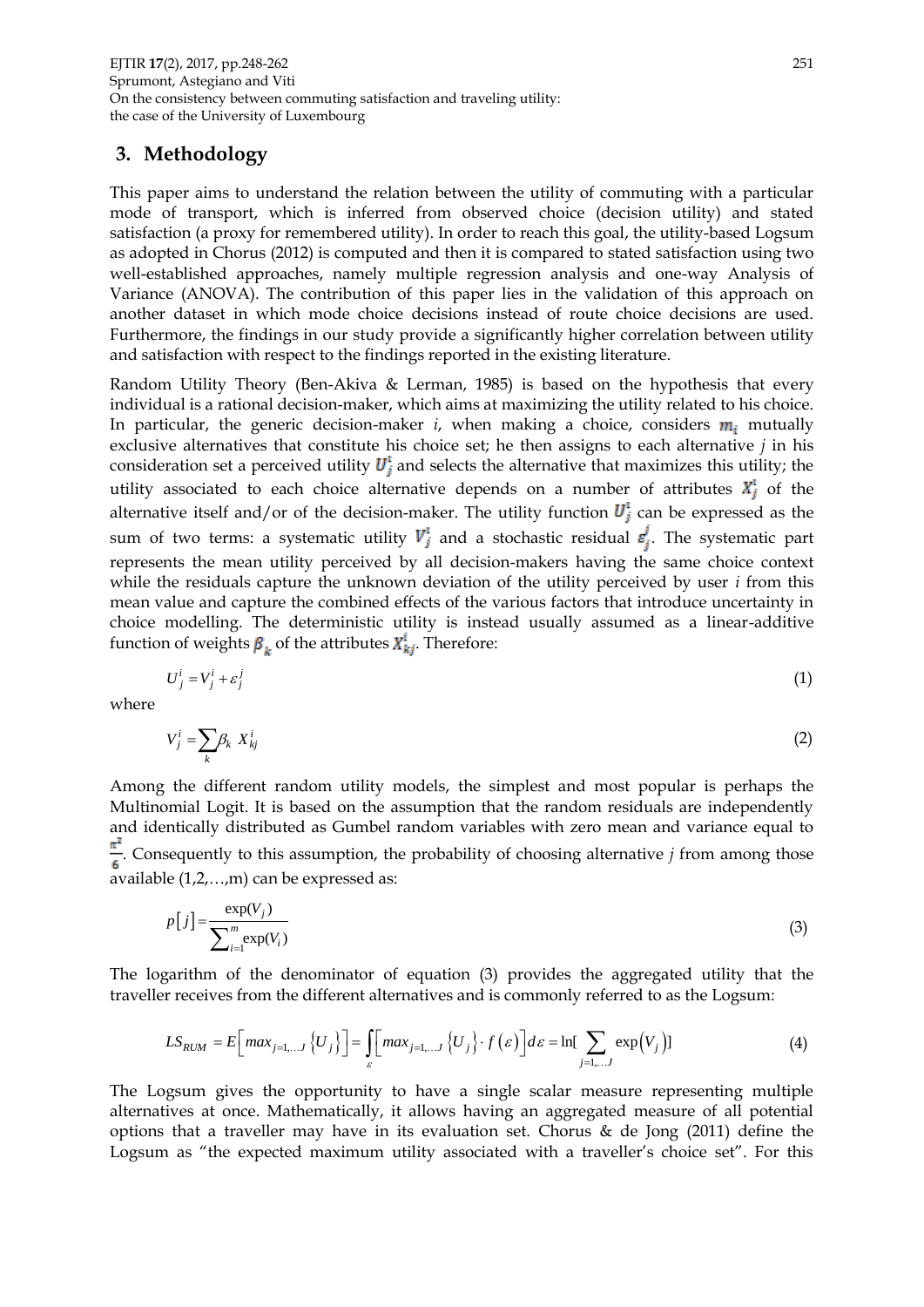## 3. Methodology

This paper aims to understand the relation between the utility of commuting with a particular mode of transport, which is inferred from observed choice (decision utility) and stated satisfaction (a proxy for remembered utility). In order to reach this goal, the utility-based Logsum as adopted in Chorus (2012) is computed and then it is compared to stated satisfaction using two well-established approaches, namely multiple regression analysis and one-way Analysis of Variance (ANOVA). The contribution of this paper lies in the validation of this approach on another dataset in which mode choice decisions instead of route choice decisions are used. Furthermore, the findings in our study provide a significantly higher correlation between utility and satisfaction with respect to the findings reported in the existing literature.

Random Utility Theory (Ben-Akiva & Lerman, 1985) is based on the hypothesis that every individual is a rational decision-maker, which aims at maximizing the utility related to his choice. In particular, the generic decision-maker *i*, when making a choice, considers $m_i$ mutually exclusive alternatives that constitute his choice set; he then assigns to each alternative *j* in his consideration set a perceived utility $U_j^i$ and selects the alternative that maximizes this utility; the utility associated to each choice alternative depends on a number of attributes $X_j^i$ of the alternative itself and/or of the decision-maker. The utility function $U_j^i$ can be expressed as the sum of two terms: a systematic utility $V_j^i$ and a stochastic residual $\varepsilon_j^i$. The systematic part represents the mean utility perceived by all decision-makers having the same choice context while the residuals capture the unknown deviation of the utility perceived by user *i* from this mean value and capture the combined effects of the various factors that introduce uncertainty in choice modelling. The deterministic utility is instead usually assumed as a linear-additive function of weights $\beta_k$ of the attributes $X_{kj}^i$. Therefore:

$$U_j^i = V_j^i + \varepsilon_j^i \tag{1}$$

where

$$V_j^i = \sum_k \beta_k \; X_{kj}^i \tag{2}$$

Among the different random utility models, the simplest and most popular is perhaps the Multinomial Logit. It is based on the assumption that the random residuals are independently and identically distributed as Gumbel random variables with zero mean and variance equal to $\frac{\pi^2}{6}$. Consequently to this assumption, the probability of choosing alternative *j* from among those available (1,2,…,m) can be expressed as:

$$p[j] = \frac{\exp(V_j)}{\sum_{i=1}^{m} \exp(V_i)} \tag{3}$$

The logarithm of the denominator of equation (3) provides the aggregated utility that the traveller receives from the different alternatives and is commonly referred to as the Logsum:

$$LS_{RUM} = E\left[ max_{j=1,\dots J} \left\{ U_j \right\} \right] = \int_{\varepsilon} \left[ max_{j=1,\dots J} \left\{ U_j \right\} \cdot f(\varepsilon) \right] d\varepsilon = \ln[\sum_{j=1,\dots J} \exp\left( V_j \right)] \tag{4}$$

The Logsum gives the opportunity to have a single scalar measure representing multiple alternatives at once. Mathematically, it allows having an aggregated measure of all potential options that a traveller may have in its evaluation set. Chorus & de Jong (2011) define the Logsum as "the expected maximum utility associated with a traveller's choice set". For this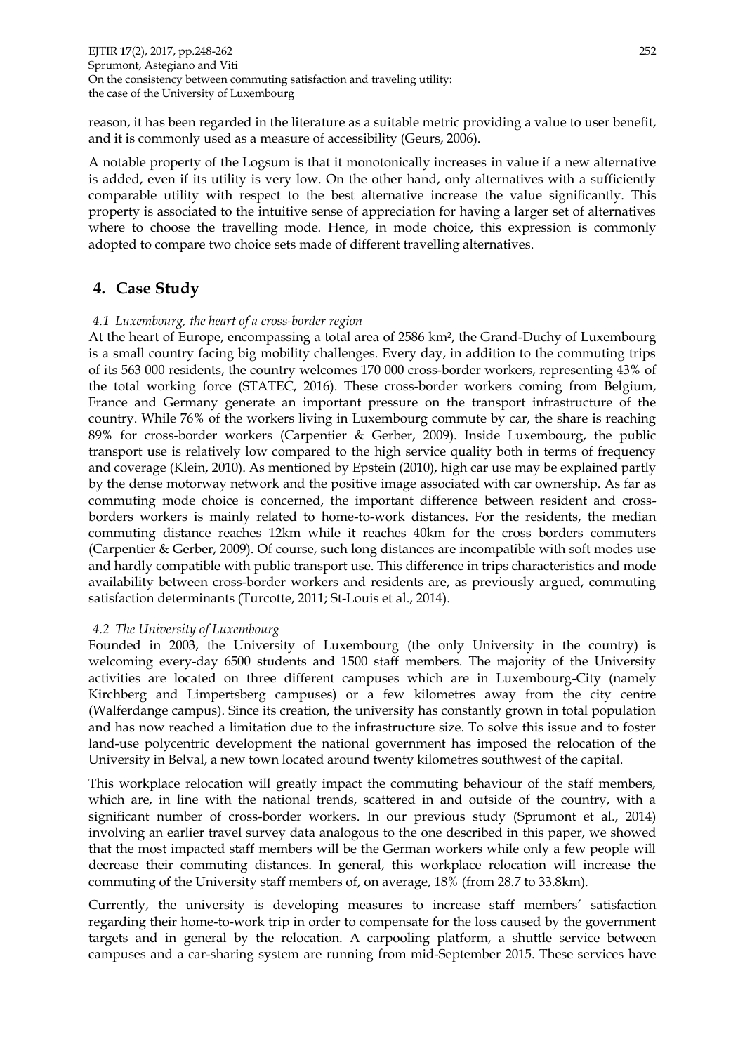reason, it has been regarded in the literature as a suitable metric providing a value to user benefit, and it is commonly used as a measure of accessibility (Geurs, 2006).

A notable property of the Logsum is that it monotonically increases in value if a new alternative is added, even if its utility is very low. On the other hand, only alternatives with a sufficiently comparable utility with respect to the best alternative increase the value significantly. This property is associated to the intuitive sense of appreciation for having a larger set of alternatives where to choose the travelling mode. Hence, in mode choice, this expression is commonly adopted to compare two choice sets made of different travelling alternatives.

# 4. Case Study

### *4.1 Luxembourg, the heart of a cross-border region*

At the heart of Europe, encompassing a total area of 2586 km², the Grand-Duchy of Luxembourg is a small country facing big mobility challenges. Every day, in addition to the commuting trips of its 563 000 residents, the country welcomes 170 000 cross-border workers, representing 43% of the total working force (STATEC, 2016). These cross-border workers coming from Belgium, France and Germany generate an important pressure on the transport infrastructure of the country. While 76% of the workers living in Luxembourg commute by car, the share is reaching 89% for cross-border workers (Carpentier & Gerber, 2009). Inside Luxembourg, the public transport use is relatively low compared to the high service quality both in terms of frequency and coverage (Klein, 2010). As mentioned by Epstein (2010), high car use may be explained partly by the dense motorway network and the positive image associated with car ownership. As far as commuting mode choice is concerned, the important difference between resident and cross-borders workers is mainly related to home-to-work distances. For the residents, the median commuting distance reaches 12km while it reaches 40km for the cross borders commuters (Carpentier & Gerber, 2009). Of course, such long distances are incompatible with soft modes use and hardly compatible with public transport use. This difference in trips characteristics and mode availability between cross-border workers and residents are, as previously argued, commuting satisfaction determinants (Turcotte, 2011; St-Louis et al., 2014).

### *4.2 The University of Luxembourg*

Founded in 2003, the University of Luxembourg (the only University in the country) is welcoming every-day 6500 students and 1500 staff members. The majority of the University activities are located on three different campuses which are in Luxembourg-City (namely Kirchberg and Limpertsberg campuses) or a few kilometres away from the city centre (Walferdange campus). Since its creation, the university has constantly grown in total population and has now reached a limitation due to the infrastructure size. To solve this issue and to foster land-use polycentric development the national government has imposed the relocation of the University in Belval, a new town located around twenty kilometres southwest of the capital.

This workplace relocation will greatly impact the commuting behaviour of the staff members, which are, in line with the national trends, scattered in and outside of the country, with a significant number of cross-border workers. In our previous study (Sprumont et al., 2014) involving an earlier travel survey data analogous to the one described in this paper, we showed that the most impacted staff members will be the German workers while only a few people will decrease their commuting distances. In general, this workplace relocation will increase the commuting of the University staff members of, on average, 18% (from 28.7 to 33.8km).

Currently, the university is developing measures to increase staff members' satisfaction regarding their home-to-work trip in order to compensate for the loss caused by the government targets and in general by the relocation. A carpooling platform, a shuttle service between campuses and a car-sharing system are running from mid-September 2015. These services have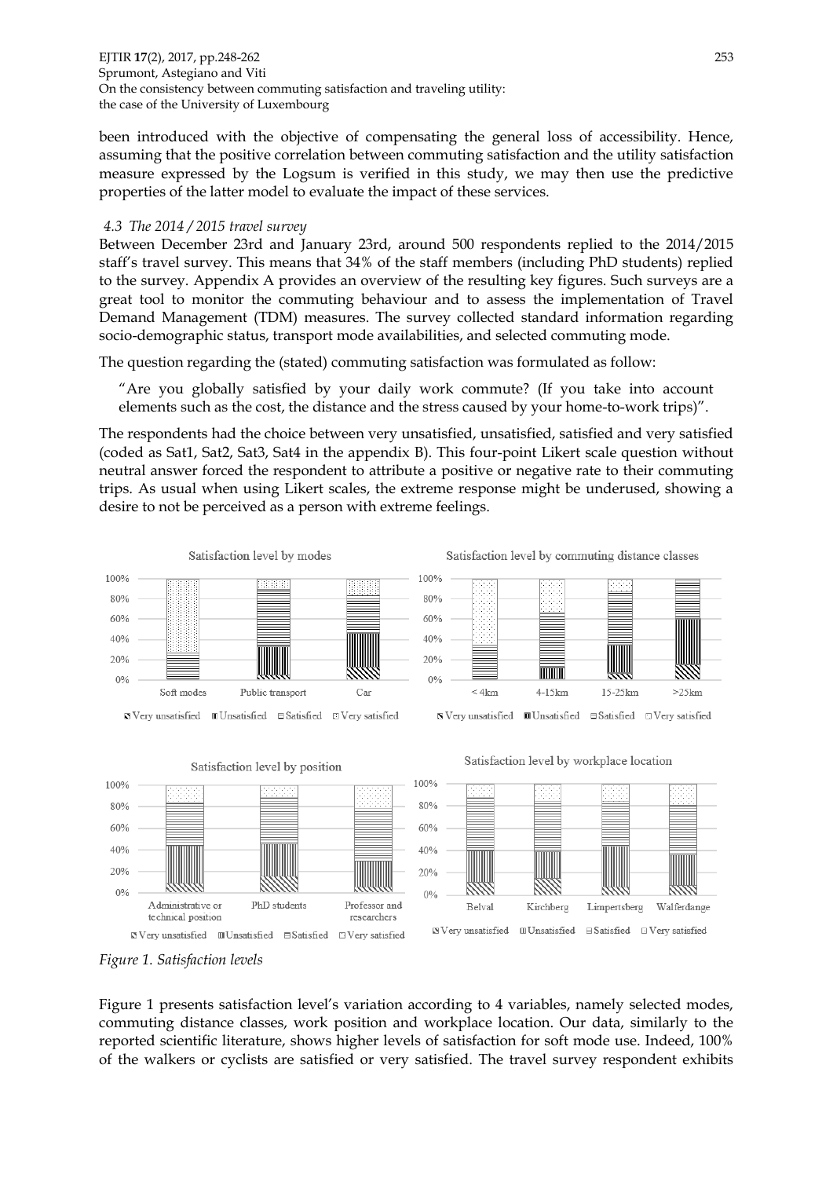been introduced with the objective of compensating the general loss of accessibility. Hence, assuming that the positive correlation between commuting satisfaction and the utility satisfaction measure expressed by the Logsum is verified in this study, we may then use the predictive properties of the latter model to evaluate the impact of these services.

### 4.3 The 2014 / 2015 travel survey

Between December 23rd and January 23rd, around 500 respondents replied to the 2014/2015 staff's travel survey. This means that 34% of the staff members (including PhD students) replied to the survey. Appendix A provides an overview of the resulting key figures. Such surveys are a great tool to monitor the commuting behaviour and to assess the implementation of Travel Demand Management (TDM) measures. The survey collected standard information regarding socio-demographic status, transport mode availabilities, and selected commuting mode.

The question regarding the (stated) commuting satisfaction was formulated as follow:

> "Are you globally satisfied by your daily work commute? (If you take into account elements such as the cost, the distance and the stress caused by your home-to-work trips)".

The respondents had the choice between very unsatisfied, unsatisfied, satisfied and very satisfied (coded as Sat1, Sat2, Sat3, Sat4 in the appendix B). This four-point Likert scale question without neutral answer forced the respondent to attribute a positive or negative rate to their commuting trips. As usual when using Likert scales, the extreme response might be underused, showing a desire to not be perceived as a person with extreme feelings.

*Figure 1. Satisfaction levels*

Figure 1 presents satisfaction level's variation according to 4 variables, namely selected modes, commuting distance classes, work position and workplace location. Our data, similarly to the reported scientific literature, shows higher levels of satisfaction for soft mode use. Indeed, 100% of the walkers or cyclists are satisfied or very satisfied. The travel survey respondent exhibits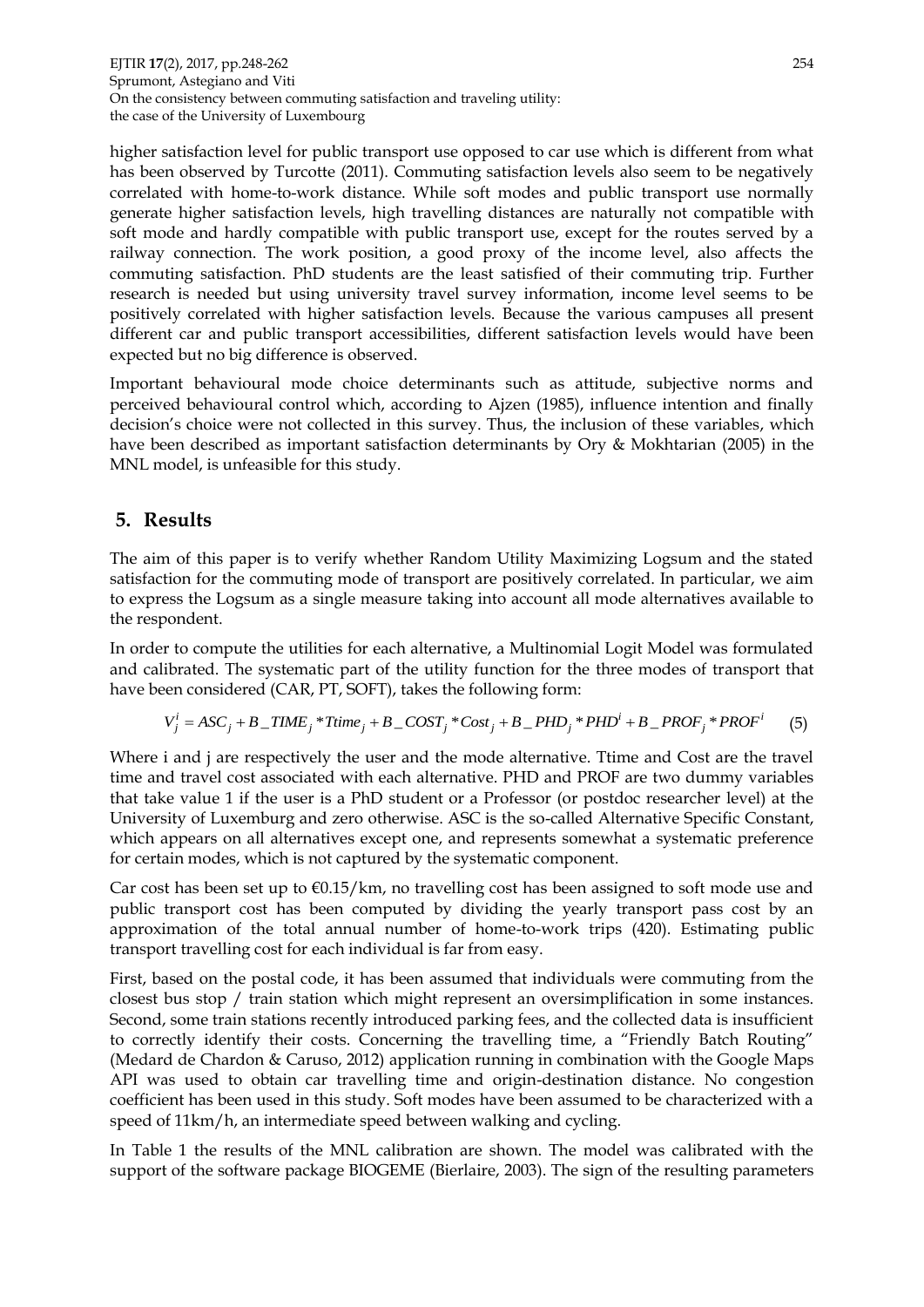higher satisfaction level for public transport use opposed to car use which is different from what has been observed by Turcotte (2011). Commuting satisfaction levels also seem to be negatively correlated with home-to-work distance. While soft modes and public transport use normally generate higher satisfaction levels, high travelling distances are naturally not compatible with soft mode and hardly compatible with public transport use, except for the routes served by a railway connection. The work position, a good proxy of the income level, also affects the commuting satisfaction. PhD students are the least satisfied of their commuting trip. Further research is needed but using university travel survey information, income level seems to be positively correlated with higher satisfaction levels. Because the various campuses all present different car and public transport accessibilities, different satisfaction levels would have been expected but no big difference is observed.

Important behavioural mode choice determinants such as attitude, subjective norms and perceived behavioural control which, according to Ajzen (1985), influence intention and finally decision's choice were not collected in this survey. Thus, the inclusion of these variables, which have been described as important satisfaction determinants by Ory & Mokhtarian (2005) in the MNL model, is unfeasible for this study.

## 5. Results

The aim of this paper is to verify whether Random Utility Maximizing Logsum and the stated satisfaction for the commuting mode of transport are positively correlated. In particular, we aim to express the Logsum as a single measure taking into account all mode alternatives available to the respondent.

In order to compute the utilities for each alternative, a Multinomial Logit Model was formulated and calibrated. The systematic part of the utility function for the three modes of transport that have been considered (CAR, PT, SOFT), takes the following form:

$$V_j^i = ASC_j + B\_TIME_j * Ttime_j + B\_COST_j * Cost_j + B\_PHD_j * PHD^i + B\_PROF_j * PROF^i \quad (5)$$

Where i and j are respectively the user and the mode alternative. Ttime and Cost are the travel time and travel cost associated with each alternative. PHD and PROF are two dummy variables that take value 1 if the user is a PhD student or a Professor (or postdoc researcher level) at the University of Luxemburg and zero otherwise. ASC is the so-called Alternative Specific Constant, which appears on all alternatives except one, and represents somewhat a systematic preference for certain modes, which is not captured by the systematic component.

Car cost has been set up to €0.15/km, no travelling cost has been assigned to soft mode use and public transport cost has been computed by dividing the yearly transport pass cost by an approximation of the total annual number of home-to-work trips (420). Estimating public transport travelling cost for each individual is far from easy.

First, based on the postal code, it has been assumed that individuals were commuting from the closest bus stop / train station which might represent an oversimplification in some instances. Second, some train stations recently introduced parking fees, and the collected data is insufficient to correctly identify their costs. Concerning the travelling time, a "Friendly Batch Routing" (Medard de Chardon & Caruso, 2012) application running in combination with the Google Maps API was used to obtain car travelling time and origin-destination distance. No congestion coefficient has been used in this study. Soft modes have been assumed to be characterized with a speed of 11km/h, an intermediate speed between walking and cycling.

In Table 1 the results of the MNL calibration are shown. The model was calibrated with the support of the software package BIOGEME (Bierlaire, 2003). The sign of the resulting parameters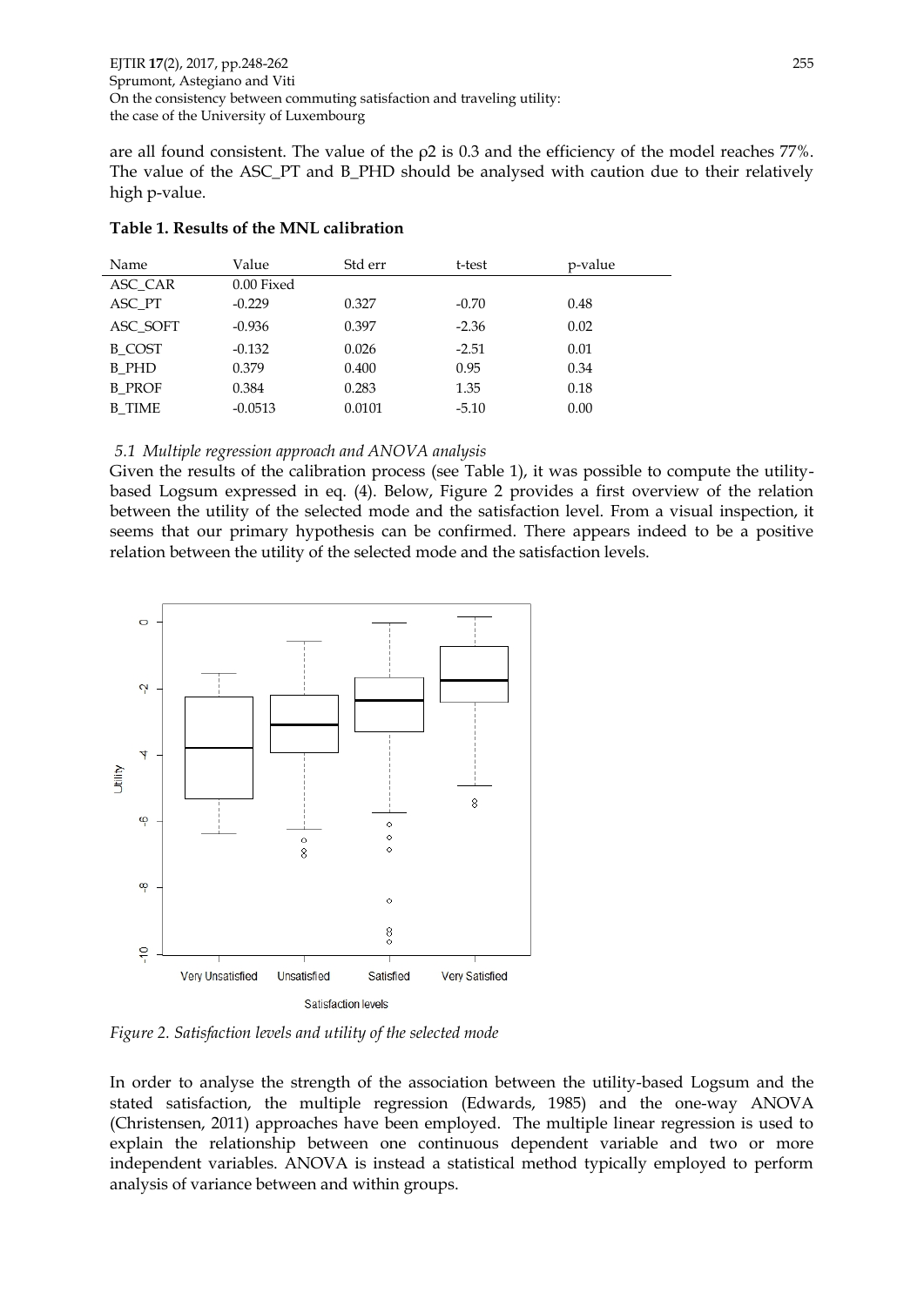are all found consistent. The value of the ρ2 is 0.3 and the efficiency of the model reaches 77%. The value of the ASC_PT and B_PHD should be analysed with caution due to their relatively high p-value.

**Table 1. Results of the MNL calibration**

| Name | Value | Std err | t-test | p-value |
|---|---|---|---|---|
| ASC_CAR | 0.00 Fixed | | | |
| ASC_PT | -0.229 | 0.327 | -0.70 | 0.48 |
| ASC_SOFT | -0.936 | 0.397 | -2.36 | 0.02 |
| B_COST | -0.132 | 0.026 | -2.51 | 0.01 |
| B_PHD | 0.379 | 0.400 | 0.95 | 0.34 |
| B_PROF | 0.384 | 0.283 | 1.35 | 0.18 |
| B_TIME | -0.0513 | 0.0101 | -5.10 | 0.00 |

*5.1 Multiple regression approach and ANOVA analysis*

Given the results of the calibration process (see Table 1), it was possible to compute the utility-based Logsum expressed in eq. (4). Below, Figure 2 provides a first overview of the relation between the utility of the selected mode and the satisfaction level. From a visual inspection, it seems that our primary hypothesis can be confirmed. There appears indeed to be a positive relation between the utility of the selected mode and the satisfaction levels.

Utility

0
-2
-4
-6
-8
-10

Very Unsatisfied
Unsatisfied
Satisfied
Very Satisfied

Satisfaction levels

*Figure 2. Satisfaction levels and utility of the selected mode*

In order to analyse the strength of the association between the utility-based Logsum and the stated satisfaction, the multiple regression (Edwards, 1985) and the one-way ANOVA (Christensen, 2011) approaches have been employed. The multiple linear regression is used to explain the relationship between one continuous dependent variable and two or more independent variables. ANOVA is instead a statistical method typically employed to perform analysis of variance between and within groups.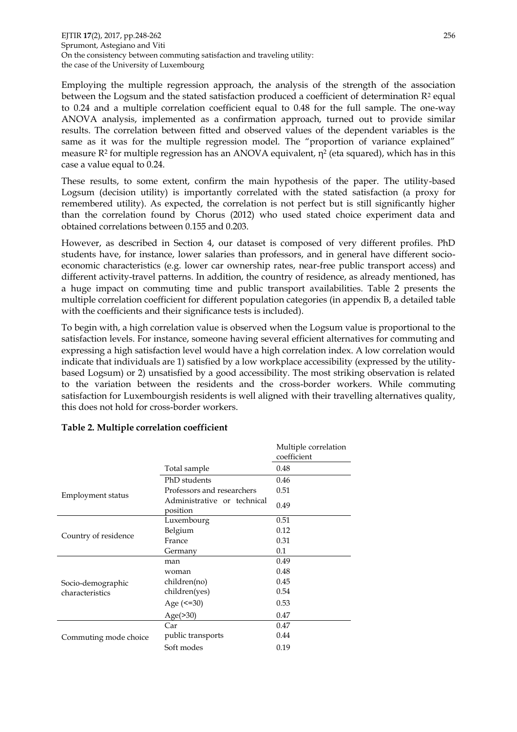Employing the multiple regression approach, the analysis of the strength of the association between the Logsum and the stated satisfaction produced a coefficient of determination $R^2$ equal to 0.24 and a multiple correlation coefficient equal to 0.48 for the full sample. The one-way ANOVA analysis, implemented as a confirmation approach, turned out to provide similar results. The correlation between fitted and observed values of the dependent variables is the same as it was for the multiple regression model. The "proportion of variance explained" measure $R^2$ for multiple regression has an ANOVA equivalent, $\eta^2$ (eta squared), which has in this case a value equal to 0.24.

These results, to some extent, confirm the main hypothesis of the paper. The utility-based Logsum (decision utility) is importantly correlated with the stated satisfaction (a proxy for remembered utility). As expected, the correlation is not perfect but is still significantly higher than the correlation found by Chorus (2012) who used stated choice experiment data and obtained correlations between 0.155 and 0.203.

However, as described in Section 4, our dataset is composed of very different profiles. PhD students have, for instance, lower salaries than professors, and in general have different socio-economic characteristics (e.g. lower car ownership rates, near-free public transport access) and different activity-travel patterns. In addition, the country of residence, as already mentioned, has a huge impact on commuting time and public transport availabilities. Table 2 presents the multiple correlation coefficient for different population categories (in appendix B, a detailed table with the coefficients and their significance tests is included).

To begin with, a high correlation value is observed when the Logsum value is proportional to the satisfaction levels. For instance, someone having several efficient alternatives for commuting and expressing a high satisfaction level would have a high correlation index. A low correlation would indicate that individuals are 1) satisfied by a low workplace accessibility (expressed by the utility-based Logsum) or 2) unsatisfied by a good accessibility. The most striking observation is related to the variation between the residents and the cross-border workers. While commuting satisfaction for Luxembourgish residents is well aligned with their travelling alternatives quality, this does not hold for cross-border workers.

**Table 2. Multiple correlation coefficient**

| | | Multiple correlation coefficient |
|---|---|---|
| | Total sample | 0.48 |
| Employment status | PhD students | 0.46 |
| | Professors and researchers | 0.51 |
| | Administrative or technical position | 0.49 |
| Country of residence | Luxembourg | 0.51 |
| | Belgium | 0.12 |
| | France | 0.31 |
| | Germany | 0.1 |
| Socio-demographic characteristics | man | 0.49 |
| | woman | 0.48 |
| | children(no) | 0.45 |
| | children(yes) | 0.54 |
| | Age (<=30) | 0.53 |
| | Age(>30) | 0.47 |
| Commuting mode choice | Car | 0.47 |
| | public transports | 0.44 |
| | Soft modes | 0.19 |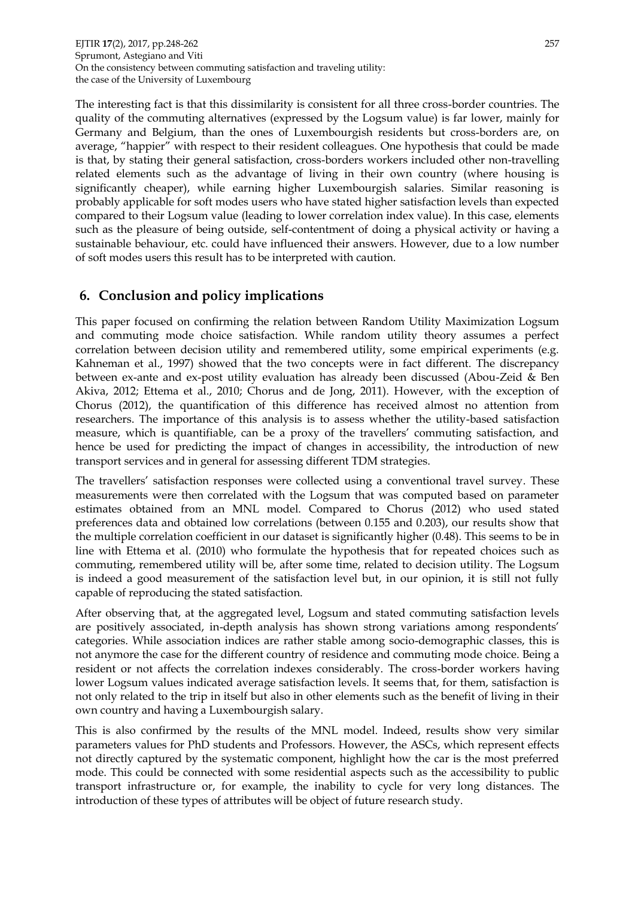The interesting fact is that this dissimilarity is consistent for all three cross-border countries. The quality of the commuting alternatives (expressed by the Logsum value) is far lower, mainly for Germany and Belgium, than the ones of Luxembourgish residents but cross-borders are, on average, "happier" with respect to their resident colleagues. One hypothesis that could be made is that, by stating their general satisfaction, cross-borders workers included other non-travelling related elements such as the advantage of living in their own country (where housing is significantly cheaper), while earning higher Luxembourgish salaries. Similar reasoning is probably applicable for soft modes users who have stated higher satisfaction levels than expected compared to their Logsum value (leading to lower correlation index value). In this case, elements such as the pleasure of being outside, self-contentment of doing a physical activity or having a sustainable behaviour, etc. could have influenced their answers. However, due to a low number of soft modes users this result has to be interpreted with caution.

## 6. Conclusion and policy implications

This paper focused on confirming the relation between Random Utility Maximization Logsum and commuting mode choice satisfaction. While random utility theory assumes a perfect correlation between decision utility and remembered utility, some empirical experiments (e.g. Kahneman et al., 1997) showed that the two concepts were in fact different. The discrepancy between ex-ante and ex-post utility evaluation has already been discussed (Abou-Zeid & Ben Akiva, 2012; Ettema et al., 2010; Chorus and de Jong, 2011). However, with the exception of Chorus (2012), the quantification of this difference has received almost no attention from researchers. The importance of this analysis is to assess whether the utility-based satisfaction measure, which is quantifiable, can be a proxy of the travellers' commuting satisfaction, and hence be used for predicting the impact of changes in accessibility, the introduction of new transport services and in general for assessing different TDM strategies.

The travellers' satisfaction responses were collected using a conventional travel survey. These measurements were then correlated with the Logsum that was computed based on parameter estimates obtained from an MNL model. Compared to Chorus (2012) who used stated preferences data and obtained low correlations (between 0.155 and 0.203), our results show that the multiple correlation coefficient in our dataset is significantly higher (0.48). This seems to be in line with Ettema et al. (2010) who formulate the hypothesis that for repeated choices such as commuting, remembered utility will be, after some time, related to decision utility. The Logsum is indeed a good measurement of the satisfaction level but, in our opinion, it is still not fully capable of reproducing the stated satisfaction.

After observing that, at the aggregated level, Logsum and stated commuting satisfaction levels are positively associated, in-depth analysis has shown strong variations among respondents' categories. While association indices are rather stable among socio-demographic classes, this is not anymore the case for the different country of residence and commuting mode choice. Being a resident or not affects the correlation indexes considerably. The cross-border workers having lower Logsum values indicated average satisfaction levels. It seems that, for them, satisfaction is not only related to the trip in itself but also in other elements such as the benefit of living in their own country and having a Luxembourgish salary.

This is also confirmed by the results of the MNL model. Indeed, results show very similar parameters values for PhD students and Professors. However, the ASCs, which represent effects not directly captured by the systematic component, highlight how the car is the most preferred mode. This could be connected with some residential aspects such as the accessibility to public transport infrastructure or, for example, the inability to cycle for very long distances. The introduction of these types of attributes will be object of future research study.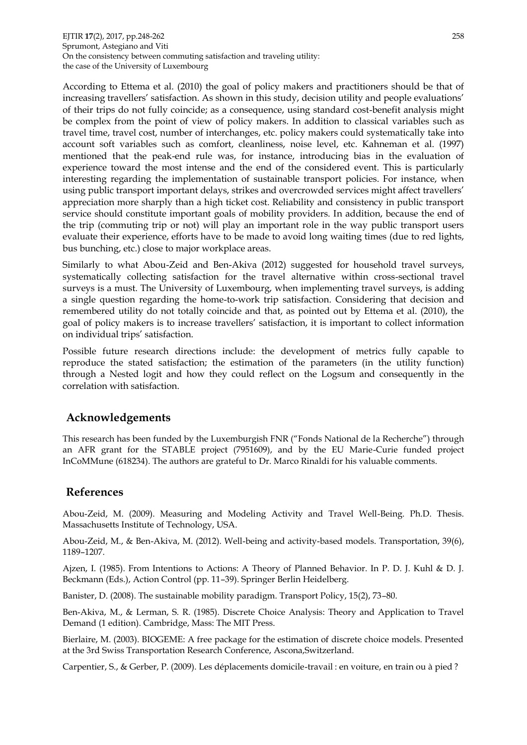According to Ettema et al. (2010) the goal of policy makers and practitioners should be that of increasing travellers' satisfaction. As shown in this study, decision utility and people evaluations' of their trips do not fully coincide; as a consequence, using standard cost-benefit analysis might be complex from the point of view of policy makers. In addition to classical variables such as travel time, travel cost, number of interchanges, etc. policy makers could systematically take into account soft variables such as comfort, cleanliness, noise level, etc. Kahneman et al. (1997) mentioned that the peak-end rule was, for instance, introducing bias in the evaluation of experience toward the most intense and the end of the considered event. This is particularly interesting regarding the implementation of sustainable transport policies. For instance, when using public transport important delays, strikes and overcrowded services might affect travellers' appreciation more sharply than a high ticket cost. Reliability and consistency in public transport service should constitute important goals of mobility providers. In addition, because the end of the trip (commuting trip or not) will play an important role in the way public transport users evaluate their experience, efforts have to be made to avoid long waiting times (due to red lights, bus bunching, etc.) close to major workplace areas.

Similarly to what Abou-Zeid and Ben-Akiva (2012) suggested for household travel surveys, systematically collecting satisfaction for the travel alternative within cross-sectional travel surveys is a must. The University of Luxembourg, when implementing travel surveys, is adding a single question regarding the home-to-work trip satisfaction. Considering that decision and remembered utility do not totally coincide and that, as pointed out by Ettema et al. (2010), the goal of policy makers is to increase travellers' satisfaction, it is important to collect information on individual trips' satisfaction.

Possible future research directions include: the development of metrics fully capable to reproduce the stated satisfaction; the estimation of the parameters (in the utility function) through a Nested logit and how they could reflect on the Logsum and consequently in the correlation with satisfaction.

## Acknowledgements

This research has been funded by the Luxemburgish FNR ("Fonds National de la Recherche") through an AFR grant for the STABLE project (7951609), and by the EU Marie-Curie funded project InCoMMune (618234). The authors are grateful to Dr. Marco Rinaldi for his valuable comments.

## References

Abou-Zeid, M. (2009). Measuring and Modeling Activity and Travel Well-Being. Ph.D. Thesis. Massachusetts Institute of Technology, USA.

Abou-Zeid, M., & Ben-Akiva, M. (2012). Well-being and activity-based models. Transportation, 39(6), 1189–1207.

Ajzen, I. (1985). From Intentions to Actions: A Theory of Planned Behavior. In P. D. J. Kuhl & D. J. Beckmann (Eds.), Action Control (pp. 11–39). Springer Berlin Heidelberg.

Banister, D. (2008). The sustainable mobility paradigm. Transport Policy, 15(2), 73–80.

Ben-Akiva, M., & Lerman, S. R. (1985). Discrete Choice Analysis: Theory and Application to Travel Demand (1 edition). Cambridge, Mass: The MIT Press.

Bierlaire, M. (2003). BIOGEME: A free package for the estimation of discrete choice models. Presented at the 3rd Swiss Transportation Research Conference, Ascona,Switzerland.

Carpentier, S., & Gerber, P. (2009). Les déplacements domicile-travail : en voiture, en train ou à pied ?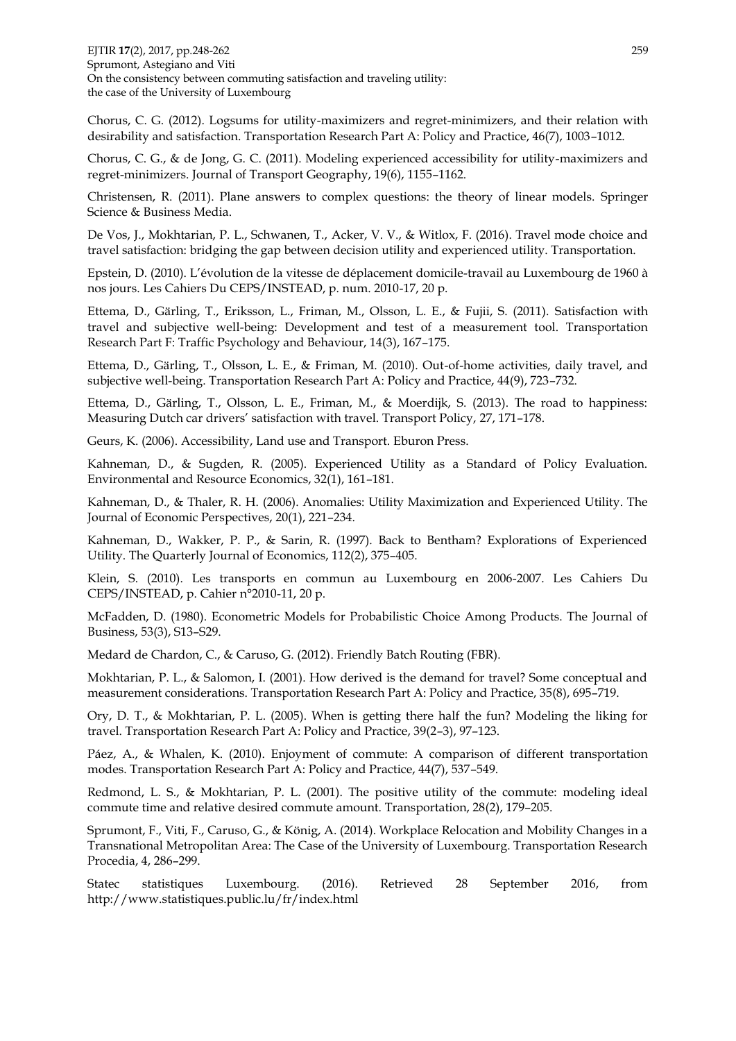Chorus, C. G. (2012). Logsums for utility-maximizers and regret-minimizers, and their relation with desirability and satisfaction. Transportation Research Part A: Policy and Practice, 46(7), 1003–1012.

Chorus, C. G., & de Jong, G. C. (2011). Modeling experienced accessibility for utility-maximizers and regret-minimizers. Journal of Transport Geography, 19(6), 1155–1162.

Christensen, R. (2011). Plane answers to complex questions: the theory of linear models. Springer Science & Business Media.

De Vos, J., Mokhtarian, P. L., Schwanen, T., Acker, V. V., & Witlox, F. (2016). Travel mode choice and travel satisfaction: bridging the gap between decision utility and experienced utility. Transportation.

Epstein, D. (2010). L'évolution de la vitesse de déplacement domicile-travail au Luxembourg de 1960 à nos jours. Les Cahiers Du CEPS/INSTEAD, p. num. 2010-17, 20 p.

Ettema, D., Gärling, T., Eriksson, L., Friman, M., Olsson, L. E., & Fujii, S. (2011). Satisfaction with travel and subjective well-being: Development and test of a measurement tool. Transportation Research Part F: Traffic Psychology and Behaviour, 14(3), 167–175.

Ettema, D., Gärling, T., Olsson, L. E., & Friman, M. (2010). Out-of-home activities, daily travel, and subjective well-being. Transportation Research Part A: Policy and Practice, 44(9), 723–732.

Ettema, D., Gärling, T., Olsson, L. E., Friman, M., & Moerdijk, S. (2013). The road to happiness: Measuring Dutch car drivers' satisfaction with travel. Transport Policy, 27, 171–178.

Geurs, K. (2006). Accessibility, Land use and Transport. Eburon Press.

Kahneman, D., & Sugden, R. (2005). Experienced Utility as a Standard of Policy Evaluation. Environmental and Resource Economics, 32(1), 161–181.

Kahneman, D., & Thaler, R. H. (2006). Anomalies: Utility Maximization and Experienced Utility. The Journal of Economic Perspectives, 20(1), 221–234.

Kahneman, D., Wakker, P. P., & Sarin, R. (1997). Back to Bentham? Explorations of Experienced Utility. The Quarterly Journal of Economics, 112(2), 375–405.

Klein, S. (2010). Les transports en commun au Luxembourg en 2006-2007. Les Cahiers Du CEPS/INSTEAD, p. Cahier n°2010-11, 20 p.

McFadden, D. (1980). Econometric Models for Probabilistic Choice Among Products. The Journal of Business, 53(3), S13–S29.

Medard de Chardon, C., & Caruso, G. (2012). Friendly Batch Routing (FBR).

Mokhtarian, P. L., & Salomon, I. (2001). How derived is the demand for travel? Some conceptual and measurement considerations. Transportation Research Part A: Policy and Practice, 35(8), 695–719.

Ory, D. T., & Mokhtarian, P. L. (2005). When is getting there half the fun? Modeling the liking for travel. Transportation Research Part A: Policy and Practice, 39(2–3), 97–123.

Páez, A., & Whalen, K. (2010). Enjoyment of commute: A comparison of different transportation modes. Transportation Research Part A: Policy and Practice, 44(7), 537–549.

Redmond, L. S., & Mokhtarian, P. L. (2001). The positive utility of the commute: modeling ideal commute time and relative desired commute amount. Transportation, 28(2), 179–205.

Sprumont, F., Viti, F., Caruso, G., & König, A. (2014). Workplace Relocation and Mobility Changes in a Transnational Metropolitan Area: The Case of the University of Luxembourg. Transportation Research Procedia, 4, 286–299.

Statec statistiques Luxembourg. (2016). Retrieved 28 September 2016, from http://www.statistiques.public.lu/fr/index.html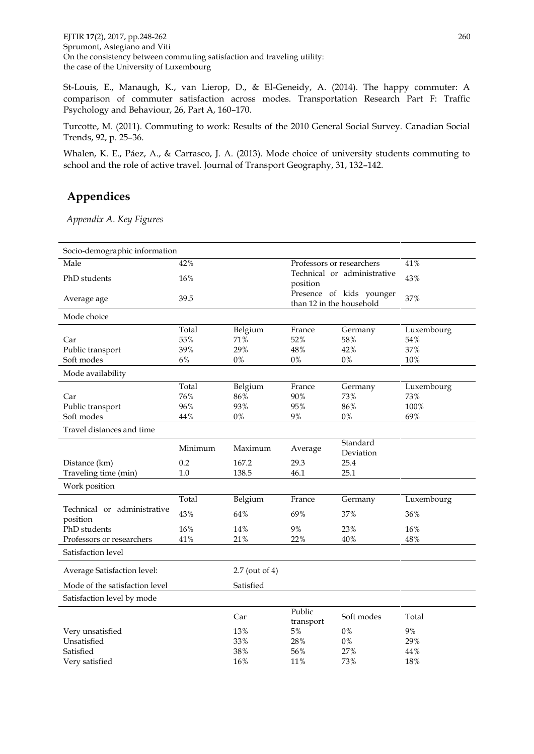St-Louis, E., Manaugh, K., van Lierop, D., & El-Geneidy, A. (2014). The happy commuter: A comparison of commuter satisfaction across modes. Transportation Research Part F: Traffic Psychology and Behaviour, 26, Part A, 160–170.

Turcotte, M. (2011). Commuting to work: Results of the 2010 General Social Survey. Canadian Social Trends, 92, p. 25–36.

Whalen, K. E., Páez, A., & Carrasco, J. A. (2013). Mode choice of university students commuting to school and the role of active travel. Journal of Transport Geography, 31, 132–142.

## Appendices

*Appendix A. Key Figures*

| | | | | | |
|---|---|---|---|---|---|
| Socio-demographic information | | | | | |
| Male | 42% | | Professors or researchers | | 41% |
| PhD students | 16% | | Technical or administrative position | | 43% |
| Average age | 39.5 | | Presence of kids younger than 12 in the household | | 37% |
| Mode choice | | | | | |
| | Total | Belgium | France | Germany | Luxembourg |
| Car | 55% | 71% | 52% | 58% | 54% |
| Public transport | 39% | 29% | 48% | 42% | 37% |
| Soft modes | 6% | 0% | 0% | 0% | 10% |
| Mode availability | | | | | |
| | Total | Belgium | France | Germany | Luxembourg |
| Car | 76% | 86% | 90% | 73% | 73% |
| Public transport | 96% | 93% | 95% | 86% | 100% |
| Soft modes | 44% | 0% | 9% | 0% | 69% |
| Travel distances and time | | | | | |
| | Minimum | Maximum | Average | Standard Deviation | |
| Distance (km) | 0.2 | 167.2 | 29.3 | 25.4 | |
| Traveling time (min) | 1.0 | 138.5 | 46.1 | 25.1 | |
| Work position | | | | | |
| | Total | Belgium | France | Germany | Luxembourg |
| Technical or administrative position | 43% | 64% | 69% | 37% | 36% |
| PhD students | 16% | 14% | 9% | 23% | 16% |
| Professors or researchers | 41% | 21% | 22% | 40% | 48% |
| Satisfaction level | | | | | |
| Average Satisfaction level: | | 2.7 (out of 4) | | | |
| Mode of the satisfaction level | | Satisfied | | | |
| Satisfaction level by mode | | | | | |
| | | Car | Public transport | Soft modes | Total |
| Very unsatisfied | | 13% | 5% | 0% | 9% |
| Unsatisfied | | 33% | 28% | 0% | 29% |
| Satisfied | | 38% | 56% | 27% | 44% |
| Very satisfied | | 16% | 11% | 73% | 18% |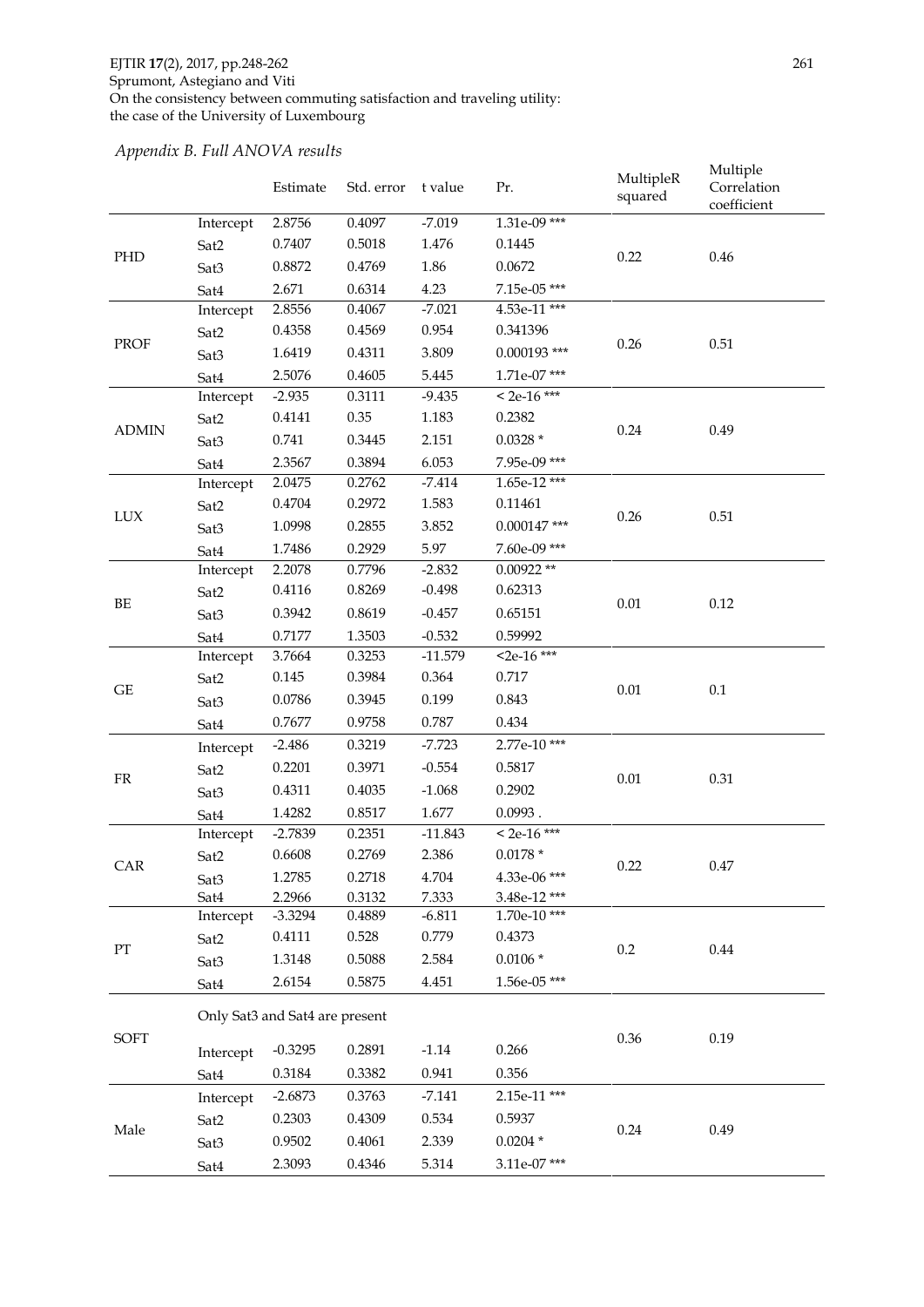*Appendix B. Full ANOVA results*

| | | Estimate | Std. error | t value | Pr. | MultipleR squared | Multiple Correlation coefficient |
|---|---|---|---|---|---|---|---|
| PHD | Intercept | 2.8756 | 0.4097 | -7.019 | 1.31e-09 *** | 0.22 | 0.46 |
| | Sat2 | 0.7407 | 0.5018 | 1.476 | 0.1445 | | |
| | Sat3 | 0.8872 | 0.4769 | 1.86 | 0.0672 | | |
| | Sat4 | 2.671 | 0.6314 | 4.23 | 7.15e-05 *** | | |
| PROF | Intercept | 2.8556 | 0.4067 | -7.021 | 4.53e-11 *** | 0.26 | 0.51 |
| | Sat2 | 0.4358 | 0.4569 | 0.954 | 0.341396 | | |
| | Sat3 | 1.6419 | 0.4311 | 3.809 | 0.000193 *** | | |
| | Sat4 | 2.5076 | 0.4605 | 5.445 | 1.71e-07 *** | | |
| ADMIN | Intercept | -2.935 | 0.3111 | -9.435 | < 2e-16 *** | 0.24 | 0.49 |
| | Sat2 | 0.4141 | 0.35 | 1.183 | 0.2382 | | |
| | Sat3 | 0.741 | 0.3445 | 2.151 | 0.0328 * | | |
| | Sat4 | 2.3567 | 0.3894 | 6.053 | 7.95e-09 *** | | |
| LUX | Intercept | 2.0475 | 0.2762 | -7.414 | 1.65e-12 *** | 0.26 | 0.51 |
| | Sat2 | 0.4704 | 0.2972 | 1.583 | 0.11461 | | |
| | Sat3 | 1.0998 | 0.2855 | 3.852 | 0.000147 *** | | |
| | Sat4 | 1.7486 | 0.2929 | 5.97 | 7.60e-09 *** | | |
| BE | Intercept | 2.2078 | 0.7796 | -2.832 | 0.00922 ** | 0.01 | 0.12 |
| | Sat2 | 0.4116 | 0.8269 | -0.498 | 0.62313 | | |
| | Sat3 | 0.3942 | 0.8619 | -0.457 | 0.65151 | | |
| | Sat4 | 0.7177 | 1.3503 | -0.532 | 0.59992 | | |
| GE | Intercept | 3.7664 | 0.3253 | -11.579 | <2e-16 *** | 0.01 | 0.1 |
| | Sat2 | 0.145 | 0.3984 | 0.364 | 0.717 | | |
| | Sat3 | 0.0786 | 0.3945 | 0.199 | 0.843 | | |
| | Sat4 | 0.7677 | 0.9758 | 0.787 | 0.434 | | |
| FR | Intercept | -2.486 | 0.3219 | -7.723 | 2.77e-10 *** | 0.01 | 0.31 |
| | Sat2 | 0.2201 | 0.3971 | -0.554 | 0.5817 | | |
| | Sat3 | 0.4311 | 0.4035 | -1.068 | 0.2902 | | |
| | Sat4 | 1.4282 | 0.8517 | 1.677 | 0.0993 . | | |
| CAR | Intercept | -2.7839 | 0.2351 | -11.843 | < 2e-16 *** | 0.22 | 0.47 |
| | Sat2 | 0.6608 | 0.2769 | 2.386 | 0.0178 * | | |
| | Sat3 | 1.2785 | 0.2718 | 4.704 | 4.33e-06 *** | | |
| | Sat4 | 2.2966 | 0.3132 | 7.333 | 3.48e-12 *** | | |
| PT | Intercept | -3.3294 | 0.4889 | -6.811 | 1.70e-10 *** | 0.2 | 0.44 |
| | Sat2 | 0.4111 | 0.528 | 0.779 | 0.4373 | | |
| | Sat3 | 1.3148 | 0.5088 | 2.584 | 0.0106 * | | |
| | Sat4 | 2.6154 | 0.5875 | 4.451 | 1.56e-05 *** | | |
| SOFT | Only Sat3 and Sat4 are present | | | | | 0.36 | 0.19 |
| | Intercept | -0.3295 | 0.2891 | -1.14 | 0.266 | | |
| | Sat4 | 0.3184 | 0.3382 | 0.941 | 0.356 | | |
| Male | Intercept | -2.6873 | 0.3763 | -7.141 | 2.15e-11 *** | 0.24 | 0.49 |
| | Sat2 | 0.2303 | 0.4309 | 0.534 | 0.5937 | | |
| | Sat3 | 0.9502 | 0.4061 | 2.339 | 0.0204 * | | |
| | Sat4 | 2.3093 | 0.4346 | 5.314 | 3.11e-07 *** | | |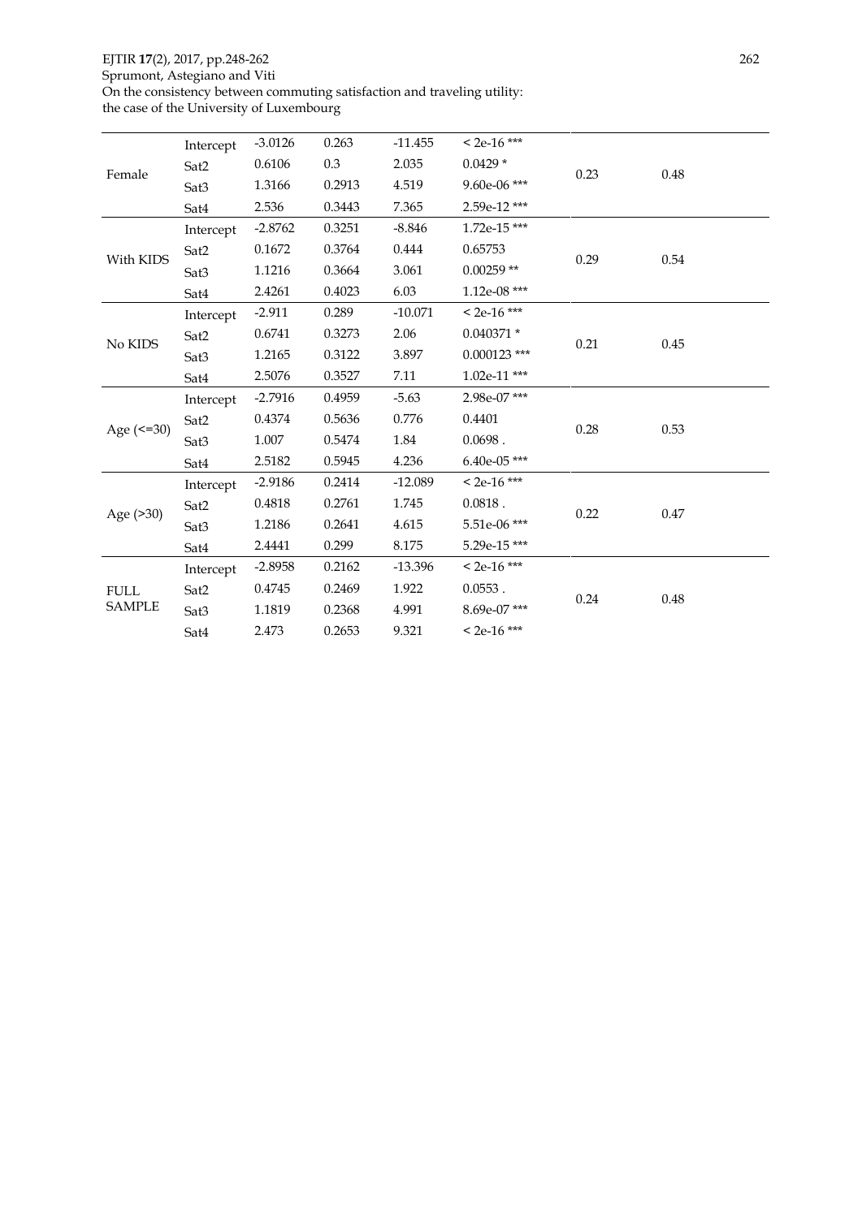| | | | | | | | |
|---|---|---|---|---|---|---|---|
| Female | Intercept | -3.0126 | 0.263 | -11.455 | < 2e-16 *** | 0.23 | 0.48 |
| | Sat2 | 0.6106 | 0.3 | 2.035 | 0.0429 * | | |
| | Sat3 | 1.3166 | 0.2913 | 4.519 | 9.60e-06 *** | | |
| | Sat4 | 2.536 | 0.3443 | 7.365 | 2.59e-12 *** | | |
| With KIDS | Intercept | -2.8762 | 0.3251 | -8.846 | 1.72e-15 *** | 0.29 | 0.54 |
| | Sat2 | 0.1672 | 0.3764 | 0.444 | 0.65753 | | |
| | Sat3 | 1.1216 | 0.3664 | 3.061 | 0.00259 ** | | |
| | Sat4 | 2.4261 | 0.4023 | 6.03 | 1.12e-08 *** | | |
| No KIDS | Intercept | -2.911 | 0.289 | -10.071 | < 2e-16 *** | 0.21 | 0.45 |
| | Sat2 | 0.6741 | 0.3273 | 2.06 | 0.040371 * | | |
| | Sat3 | 1.2165 | 0.3122 | 3.897 | 0.000123 *** | | |
| | Sat4 | 2.5076 | 0.3527 | 7.11 | 1.02e-11 *** | | |
| Age (<=30) | Intercept | -2.7916 | 0.4959 | -5.63 | 2.98e-07 *** | 0.28 | 0.53 |
| | Sat2 | 0.4374 | 0.5636 | 0.776 | 0.4401 | | |
| | Sat3 | 1.007 | 0.5474 | 1.84 | 0.0698 . | | |
| | Sat4 | 2.5182 | 0.5945 | 4.236 | 6.40e-05 *** | | |
| Age (>30) | Intercept | -2.9186 | 0.2414 | -12.089 | < 2e-16 *** | 0.22 | 0.47 |
| | Sat2 | 0.4818 | 0.2761 | 1.745 | 0.0818 . | | |
| | Sat3 | 1.2186 | 0.2641 | 4.615 | 5.51e-06 *** | | |
| | Sat4 | 2.4441 | 0.299 | 8.175 | 5.29e-15 *** | | |
| FULL SAMPLE | Intercept | -2.8958 | 0.2162 | -13.396 | < 2e-16 *** | 0.24 | 0.48 |
| | Sat2 | 0.4745 | 0.2469 | 1.922 | 0.0553 . | | |
| | Sat3 | 1.1819 | 0.2368 | 4.991 | 8.69e-07 *** | | |
| | Sat4 | 2.473 | 0.2653 | 9.321 | < 2e-16 *** | | |